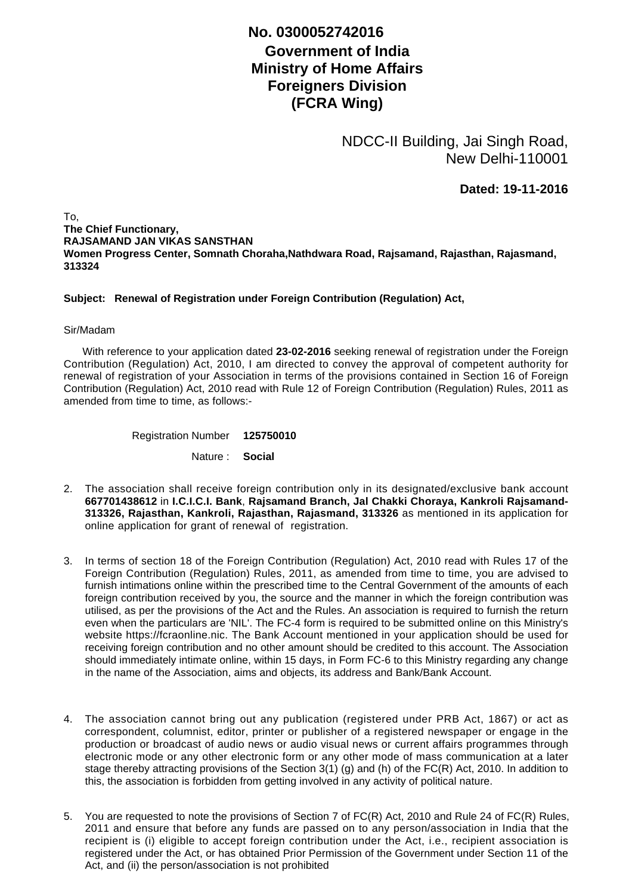**No. 0300052742016**

**Government of India**
**Ministry of Home Affairs**
**Foreigners Division**
**(FCRA Wing)**

NDCC-II Building, Jai Singh Road,
New Delhi-110001

**Dated: 19-11-2016**

To,
**The Chief Functionary,**
**RAJSAMAND JAN VIKAS SANSTHAN**
**Women Progress Center, Somnath Choraha,Nathdwara Road, Rajsamand, Rajasthan, Rajasmand, 313324**

**Subject: Renewal of Registration under Foreign Contribution (Regulation) Act,**

Sir/Madam

With reference to your application dated **23-02-2016** seeking renewal of registration under the Foreign Contribution (Regulation) Act, 2010, I am directed to convey the approval of competent authority for renewal of registration of your Association in terms of the provisions contained in Section 16 of Foreign Contribution (Regulation) Act, 2010 read with Rule 12 of Foreign Contribution (Regulation) Rules, 2011 as amended from time to time, as follows:-

Registration Number **125750010**

Nature : **Social**

2. The association shall receive foreign contribution only in its designated/exclusive bank account **667701438612** in **I.C.I.C.I. Bank**, **Rajsamand Branch, Jal Chakki Choraya, Kankroli Rajsamand-313326, Rajasthan, Kankroli, Rajasthan, Rajasmand, 313326** as mentioned in its application for online application for grant of renewal of registration.

3. In terms of section 18 of the Foreign Contribution (Regulation) Act, 2010 read with Rules 17 of the Foreign Contribution (Regulation) Rules, 2011, as amended from time to time, you are advised to furnish intimations online within the prescribed time to the Central Government of the amounts of each foreign contribution received by you, the source and the manner in which the foreign contribution was utilised, as per the provisions of the Act and the Rules. An association is required to furnish the return even when the particulars are 'NIL'. The FC-4 form is required to be submitted online on this Ministry's website https://fcraonline.nic. The Bank Account mentioned in your application should be used for receiving foreign contribution and no other amount should be credited to this account. The Association should immediately intimate online, within 15 days, in Form FC-6 to this Ministry regarding any change in the name of the Association, aims and objects, its address and Bank/Bank Account.

4. The association cannot bring out any publication (registered under PRB Act, 1867) or act as correspondent, columnist, editor, printer or publisher of a registered newspaper or engage in the production or broadcast of audio news or audio visual news or current affairs programmes through electronic mode or any other electronic form or any other mode of mass communication at a later stage thereby attracting provisions of the Section 3(1) (g) and (h) of the FC(R) Act, 2010. In addition to this, the association is forbidden from getting involved in any activity of political nature.

5. You are requested to note the provisions of Section 7 of FC(R) Act, 2010 and Rule 24 of FC(R) Rules, 2011 and ensure that before any funds are passed on to any person/association in India that the recipient is (i) eligible to accept foreign contribution under the Act, i.e., recipient association is registered under the Act, or has obtained Prior Permission of the Government under Section 11 of the Act, and (ii) the person/association is not prohibited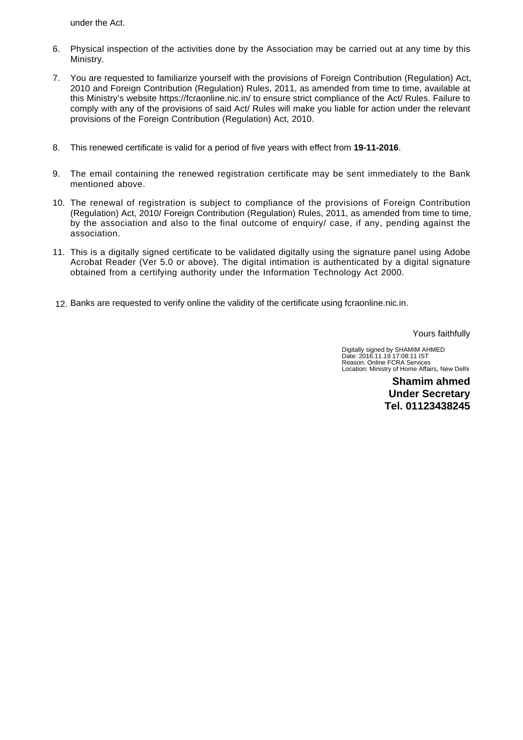under the Act.

6. Physical inspection of the activities done by the Association may be carried out at any time by this Ministry.

7. You are requested to familiarize yourself with the provisions of Foreign Contribution (Regulation) Act, 2010 and Foreign Contribution (Regulation) Rules, 2011, as amended from time to time, available at this Ministry's website https://fcraonline.nic.in/ to ensure strict compliance of the Act/ Rules. Failure to comply with any of the provisions of said Act/ Rules will make you liable for action under the relevant provisions of the Foreign Contribution (Regulation) Act, 2010.

8. This renewed certificate is valid for a period of five years with effect from **19-11-2016**.

9. The email containing the renewed registration certificate may be sent immediately to the Bank mentioned above.

10. The renewal of registration is subject to compliance of the provisions of Foreign Contribution (Regulation) Act, 2010/ Foreign Contribution (Regulation) Rules, 2011, as amended from time to time, by the association and also to the final outcome of enquiry/ case, if any, pending against the association.

11. This is a digitally signed certificate to be validated digitally using the signature panel using Adobe Acrobat Reader (Ver 5.0 or above). The digital intimation is authenticated by a digital signature obtained from a certifying authority under the Information Technology Act 2000.

12. Banks are requested to verify online the validity of the certificate using fcraonline.nic.in.

Yours faithfully

Digitally signed by SHAMIM AHMED
Date: 2016.11.19 17:08:11 IST
Reason: Online FCRA Services
Location: Ministry of Home Affairs, New Delhi

**Shamim ahmed**
**Under Secretary**
**Tel. 01123438245**